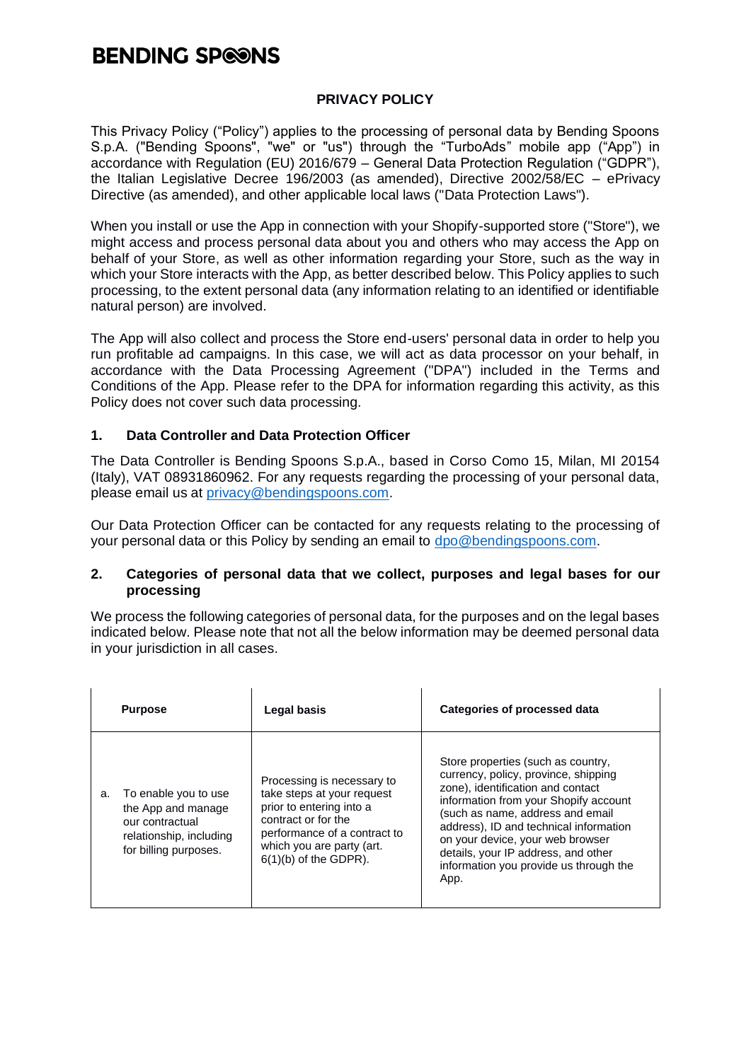BENDING SPOONS

# PRIVACY POLICY

This Privacy Policy ("Policy") applies to the processing of personal data by Bending Spoons S.p.A. ("Bending Spoons", "we" or "us") through the "TurboAds" mobile app ("App") in accordance with Regulation (EU) 2016/679 – General Data Protection Regulation ("GDPR"), the Italian Legislative Decree 196/2003 (as amended), Directive 2002/58/EC – ePrivacy Directive (as amended), and other applicable local laws ("Data Protection Laws").

When you install or use the App in connection with your Shopify-supported store ("Store"), we might access and process personal data about you and others who may access the App on behalf of your Store, as well as other information regarding your Store, such as the way in which your Store interacts with the App, as better described below. This Policy applies to such processing, to the extent personal data (any information relating to an identified or identifiable natural person) are involved.

The App will also collect and process the Store end-users' personal data in order to help you run profitable ad campaigns. In this case, we will act as data processor on your behalf, in accordance with the Data Processing Agreement ("DPA") included in the Terms and Conditions of the App. Please refer to the DPA for information regarding this activity, as this Policy does not cover such data processing.

## 1. Data Controller and Data Protection Officer

The Data Controller is Bending Spoons S.p.A., based in Corso Como 15, Milan, MI 20154 (Italy), VAT 08931860962. For any requests regarding the processing of your personal data, please email us at privacy@bendingspoons.com.

Our Data Protection Officer can be contacted for any requests relating to the processing of your personal data or this Policy by sending an email to dpo@bendingspoons.com.

## 2. Categories of personal data that we collect, purposes and legal bases for our processing

We process the following categories of personal data, for the purposes and on the legal bases indicated below. Please note that not all the below information may be deemed personal data in your jurisdiction in all cases.

| Purpose | Legal basis | Categories of processed data |
|---|---|---|
| a. To enable you to use the App and manage our contractual relationship, including for billing purposes. | Processing is necessary to take steps at your request prior to entering into a contract or for the performance of a contract to which you are party (art. 6(1)(b) of the GDPR). | Store properties (such as country, currency, policy, province, shipping zone), identification and contact information from your Shopify account (such as name, address and email address), ID and technical information on your device, your web browser details, your IP address, and other information you provide us through the App. |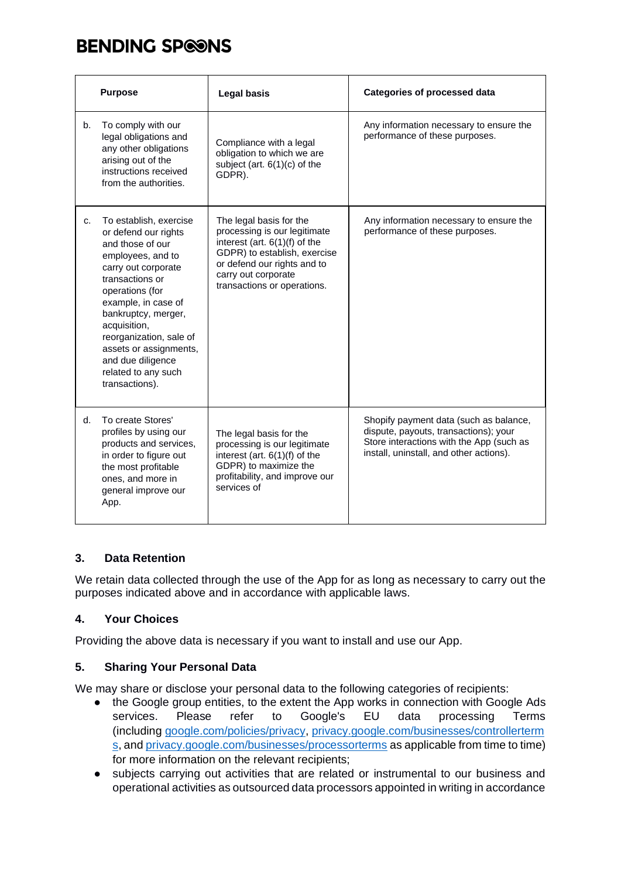| Purpose | Legal basis | Categories of processed data |
| --- | --- | --- |
| b. To comply with our legal obligations and any other obligations arising out of the instructions received from the authorities. | Compliance with a legal obligation to which we are subject (art. 6(1)(c) of the GDPR). | Any information necessary to ensure the performance of these purposes. |
| c. To establish, exercise or defend our rights and those of our employees, and to carry out corporate transactions or operations (for example, in case of bankruptcy, merger, acquisition, reorganization, sale of assets or assignments, and due diligence related to any such transactions). | The legal basis for the processing is our legitimate interest (art. 6(1)(f) of the GDPR) to establish, exercise or defend our rights and to carry out corporate transactions or operations. | Any information necessary to ensure the performance of these purposes. |
| d. To create Stores' profiles by using our products and services, in order to figure out the most profitable ones, and more in general improve our App. | The legal basis for the processing is our legitimate interest (art. 6(1)(f) of the GDPR) to maximize the profitability, and improve our services of | Shopify payment data (such as balance, dispute, payouts, transactions); your Store interactions with the App (such as install, uninstall, and other actions). |

### 3. Data Retention

We retain data collected through the use of the App for as long as necessary to carry out the purposes indicated above and in accordance with applicable laws.

### 4. Your Choices

Providing the above data is necessary if you want to install and use our App.

### 5. Sharing Your Personal Data

We may share or disclose your personal data to the following categories of recipients:

- the Google group entities, to the extent the App works in connection with Google Ads services. Please refer to Google's EU data processing Terms (including google.com/policies/privacy, privacy.google.com/businesses/controllerterms, and privacy.google.com/businesses/processorterms as applicable from time to time) for more information on the relevant recipients;
- subjects carrying out activities that are related or instrumental to our business and operational activities as outsourced data processors appointed in writing in accordance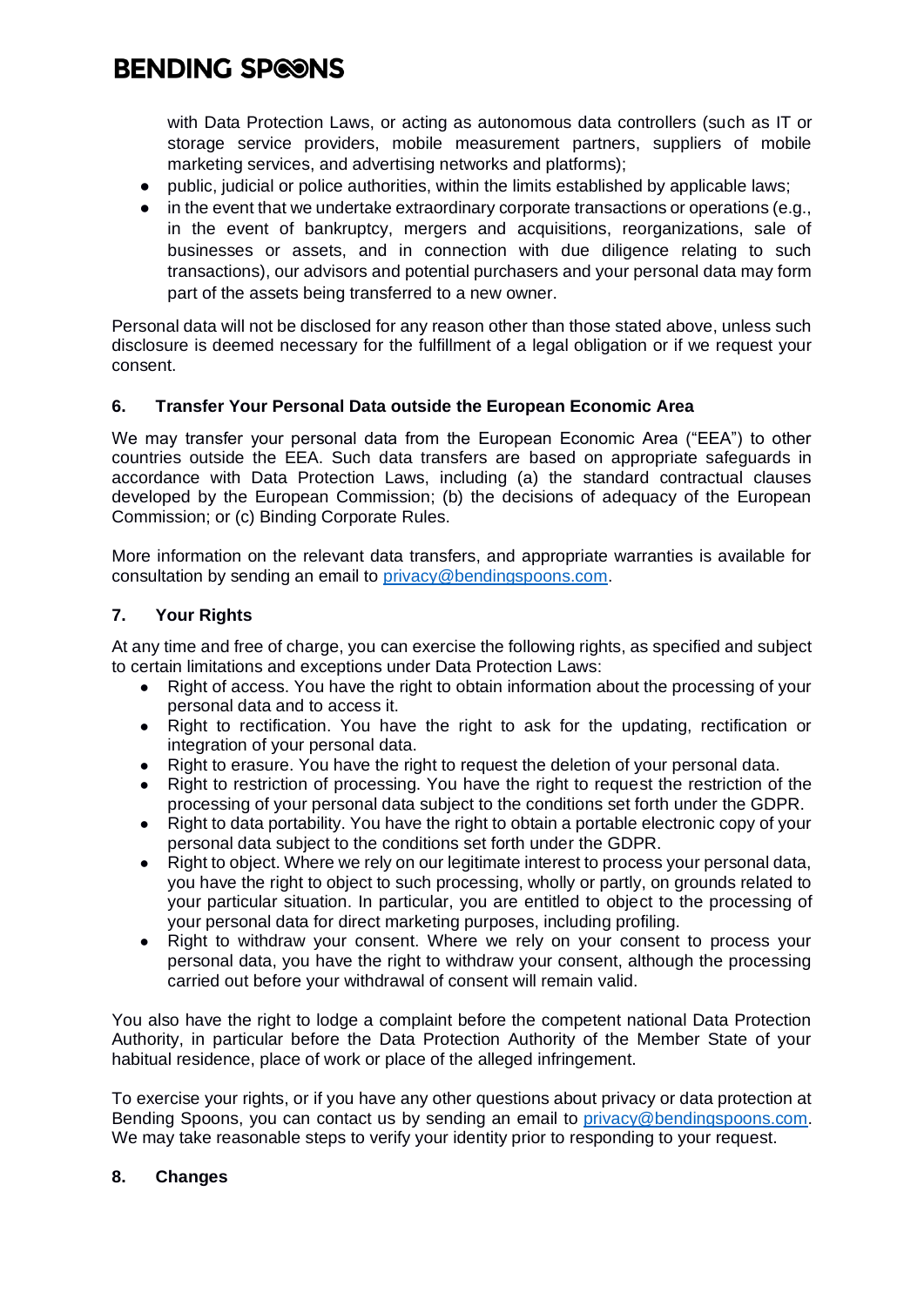with Data Protection Laws, or acting as autonomous data controllers (such as IT or storage service providers, mobile measurement partners, suppliers of mobile marketing services, and advertising networks and platforms);

- public, judicial or police authorities, within the limits established by applicable laws;
- in the event that we undertake extraordinary corporate transactions or operations (e.g., in the event of bankruptcy, mergers and acquisitions, reorganizations, sale of businesses or assets, and in connection with due diligence relating to such transactions), our advisors and potential purchasers and your personal data may form part of the assets being transferred to a new owner.

Personal data will not be disclosed for any reason other than those stated above, unless such disclosure is deemed necessary for the fulfillment of a legal obligation or if we request your consent.

## 6. Transfer Your Personal Data outside the European Economic Area

We may transfer your personal data from the European Economic Area ("EEA") to other countries outside the EEA. Such data transfers are based on appropriate safeguards in accordance with Data Protection Laws, including (a) the standard contractual clauses developed by the European Commission; (b) the decisions of adequacy of the European Commission; or (c) Binding Corporate Rules.

More information on the relevant data transfers, and appropriate warranties is available for consultation by sending an email to [privacy@bendingspoons.com](mailto:privacy@bendingspoons.com).

## 7. Your Rights

At any time and free of charge, you can exercise the following rights, as specified and subject to certain limitations and exceptions under Data Protection Laws:

- Right of access. You have the right to obtain information about the processing of your personal data and to access it.
- Right to rectification. You have the right to ask for the updating, rectification or integration of your personal data.
- Right to erasure. You have the right to request the deletion of your personal data.
- Right to restriction of processing. You have the right to request the restriction of the processing of your personal data subject to the conditions set forth under the GDPR.
- Right to data portability. You have the right to obtain a portable electronic copy of your personal data subject to the conditions set forth under the GDPR.
- Right to object. Where we rely on our legitimate interest to process your personal data, you have the right to object to such processing, wholly or partly, on grounds related to your particular situation. In particular, you are entitled to object to the processing of your personal data for direct marketing purposes, including profiling.
- Right to withdraw your consent. Where we rely on your consent to process your personal data, you have the right to withdraw your consent, although the processing carried out before your withdrawal of consent will remain valid.

You also have the right to lodge a complaint before the competent national Data Protection Authority, in particular before the Data Protection Authority of the Member State of your habitual residence, place of work or place of the alleged infringement.

To exercise your rights, or if you have any other questions about privacy or data protection at Bending Spoons, you can contact us by sending an email to [privacy@bendingspoons.com](mailto:privacy@bendingspoons.com). We may take reasonable steps to verify your identity prior to responding to your request.

## 8. Changes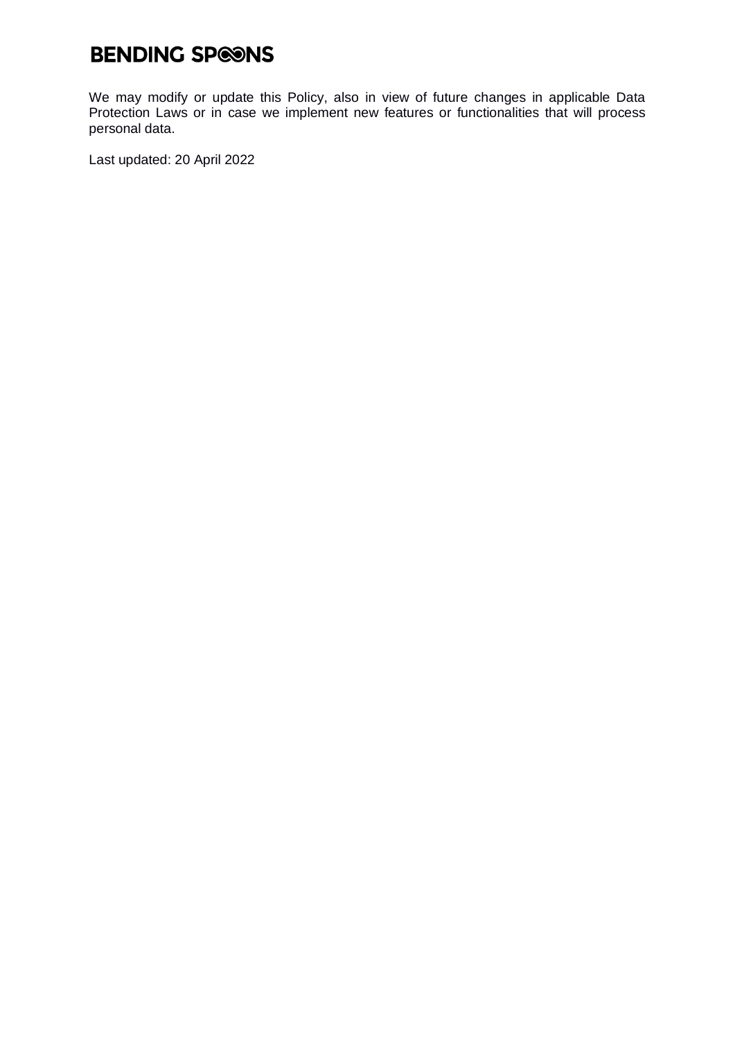We may modify or update this Policy, also in view of future changes in applicable Data Protection Laws or in case we implement new features or functionalities that will process personal data.

Last updated: 20 April 2022